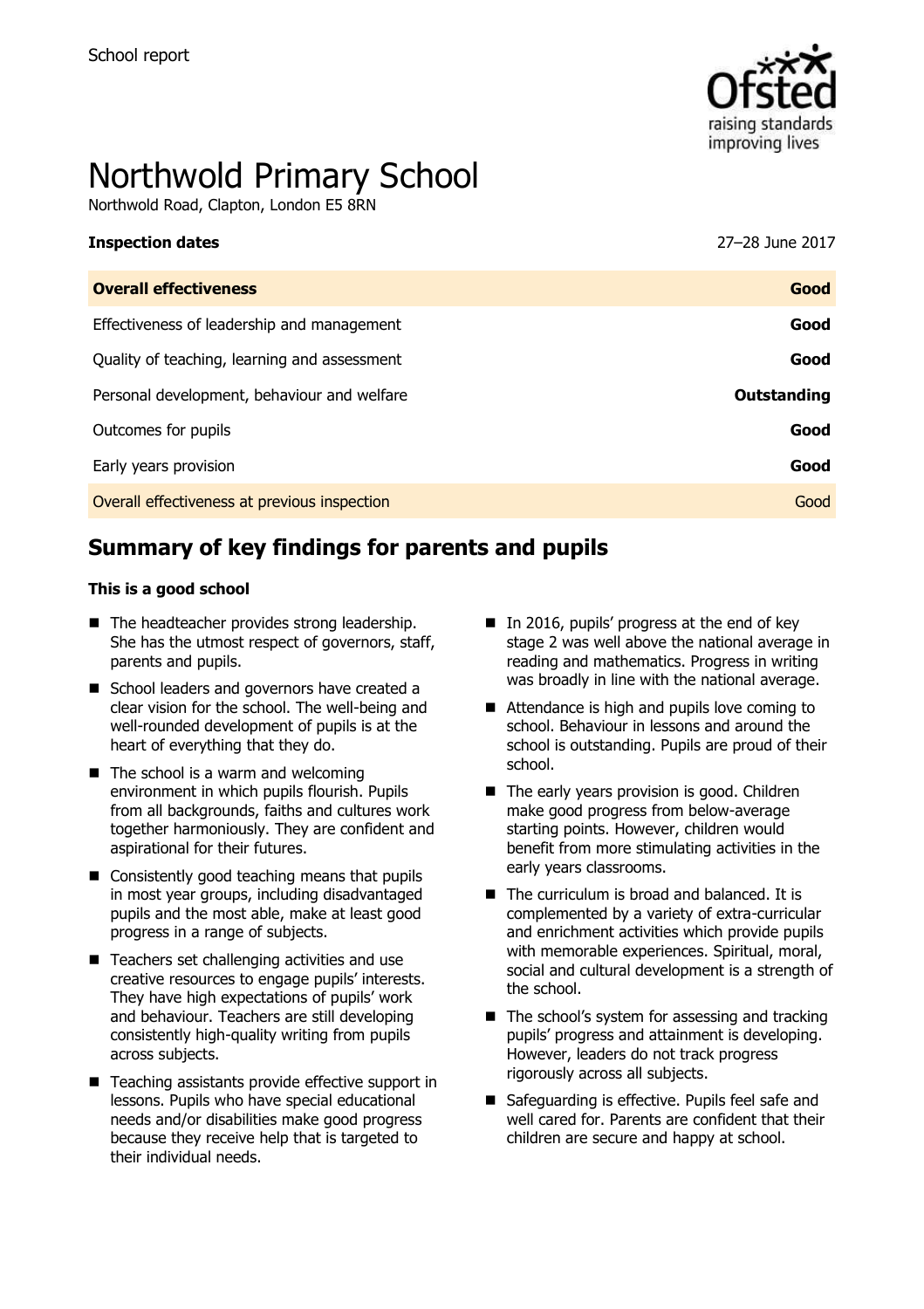School report

# Northwold Primary School

Northwold Road, Clapton, London E5 8RN

| **Inspection dates** | 27–28 June 2017 |
| --- | --- |
| **Overall effectiveness** | **Good** |
| Effectiveness of leadership and management | **Good** |
| Quality of teaching, learning and assessment | **Good** |
| Personal development, behaviour and welfare | **Outstanding** |
| Outcomes for pupils | **Good** |
| Early years provision | **Good** |
| Overall effectiveness at previous inspection | Good |

## Summary of key findings for parents and pupils

**This is a good school**

- The headteacher provides strong leadership. She has the utmost respect of governors, staff, parents and pupils.
- School leaders and governors have created a clear vision for the school. The well-being and well-rounded development of pupils is at the heart of everything that they do.
- The school is a warm and welcoming environment in which pupils flourish. Pupils from all backgrounds, faiths and cultures work together harmoniously. They are confident and aspirational for their futures.
- Consistently good teaching means that pupils in most year groups, including disadvantaged pupils and the most able, make at least good progress in a range of subjects.
- Teachers set challenging activities and use creative resources to engage pupils' interests. They have high expectations of pupils' work and behaviour. Teachers are still developing consistently high-quality writing from pupils across subjects.
- Teaching assistants provide effective support in lessons. Pupils who have special educational needs and/or disabilities make good progress because they receive help that is targeted to their individual needs.
- In 2016, pupils' progress at the end of key stage 2 was well above the national average in reading and mathematics. Progress in writing was broadly in line with the national average.
- Attendance is high and pupils love coming to school. Behaviour in lessons and around the school is outstanding. Pupils are proud of their school.
- The early years provision is good. Children make good progress from below-average starting points. However, children would benefit from more stimulating activities in the early years classrooms.
- The curriculum is broad and balanced. It is complemented by a variety of extra-curricular and enrichment activities which provide pupils with memorable experiences. Spiritual, moral, social and cultural development is a strength of the school.
- The school's system for assessing and tracking pupils' progress and attainment is developing. However, leaders do not track progress rigorously across all subjects.
- Safeguarding is effective. Pupils feel safe and well cared for. Parents are confident that their children are secure and happy at school.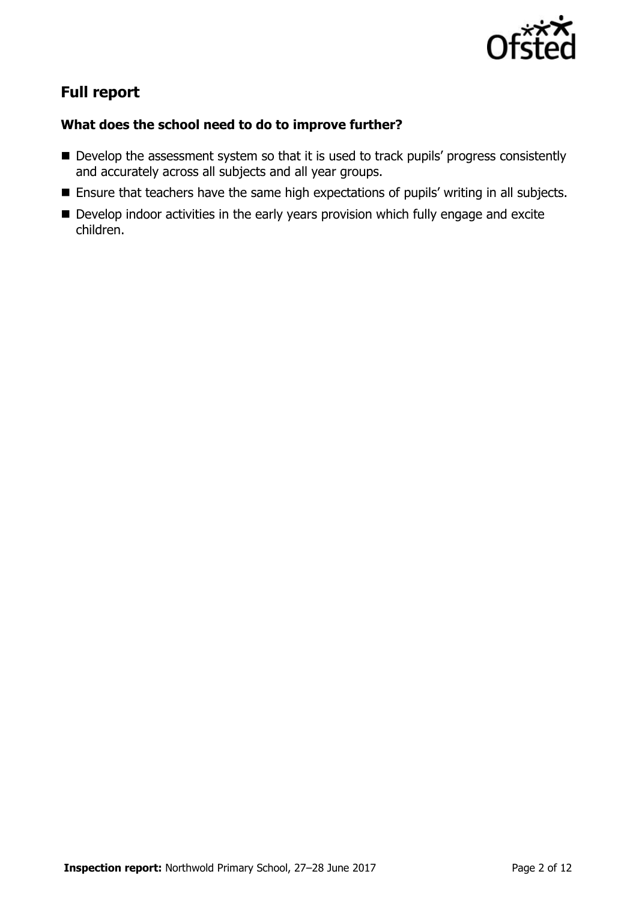## Full report

### What does the school need to do to improve further?

- Develop the assessment system so that it is used to track pupils' progress consistently and accurately across all subjects and all year groups.
- Ensure that teachers have the same high expectations of pupils' writing in all subjects.
- Develop indoor activities in the early years provision which fully engage and excite children.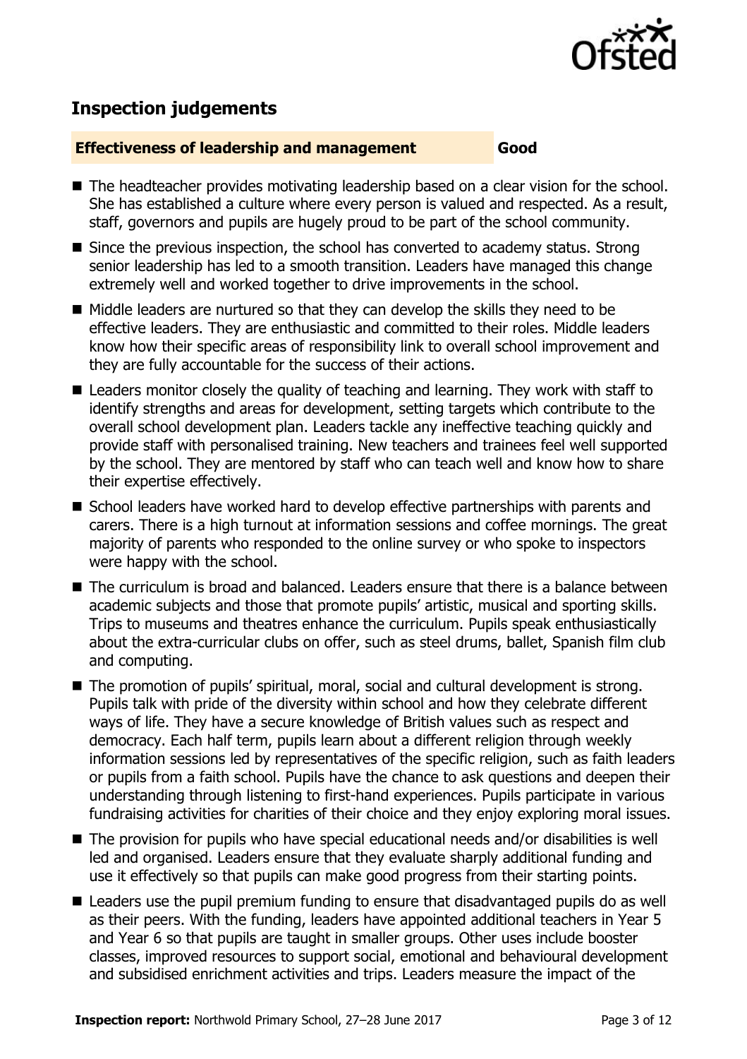## Inspection judgements

**Effectiveness of leadership and management** **Good**

- The headteacher provides motivating leadership based on a clear vision for the school. She has established a culture where every person is valued and respected. As a result, staff, governors and pupils are hugely proud to be part of the school community.
- Since the previous inspection, the school has converted to academy status. Strong senior leadership has led to a smooth transition. Leaders have managed this change extremely well and worked together to drive improvements in the school.
- Middle leaders are nurtured so that they can develop the skills they need to be effective leaders. They are enthusiastic and committed to their roles. Middle leaders know how their specific areas of responsibility link to overall school improvement and they are fully accountable for the success of their actions.
- Leaders monitor closely the quality of teaching and learning. They work with staff to identify strengths and areas for development, setting targets which contribute to the overall school development plan. Leaders tackle any ineffective teaching quickly and provide staff with personalised training. New teachers and trainees feel well supported by the school. They are mentored by staff who can teach well and know how to share their expertise effectively.
- School leaders have worked hard to develop effective partnerships with parents and carers. There is a high turnout at information sessions and coffee mornings. The great majority of parents who responded to the online survey or who spoke to inspectors were happy with the school.
- The curriculum is broad and balanced. Leaders ensure that there is a balance between academic subjects and those that promote pupils' artistic, musical and sporting skills. Trips to museums and theatres enhance the curriculum. Pupils speak enthusiastically about the extra-curricular clubs on offer, such as steel drums, ballet, Spanish film club and computing.
- The promotion of pupils' spiritual, moral, social and cultural development is strong. Pupils talk with pride of the diversity within school and how they celebrate different ways of life. They have a secure knowledge of British values such as respect and democracy. Each half term, pupils learn about a different religion through weekly information sessions led by representatives of the specific religion, such as faith leaders or pupils from a faith school. Pupils have the chance to ask questions and deepen their understanding through listening to first-hand experiences. Pupils participate in various fundraising activities for charities of their choice and they enjoy exploring moral issues.
- The provision for pupils who have special educational needs and/or disabilities is well led and organised. Leaders ensure that they evaluate sharply additional funding and use it effectively so that pupils can make good progress from their starting points.
- Leaders use the pupil premium funding to ensure that disadvantaged pupils do as well as their peers. With the funding, leaders have appointed additional teachers in Year 5 and Year 6 so that pupils are taught in smaller groups. Other uses include booster classes, improved resources to support social, emotional and behavioural development and subsidised enrichment activities and trips. Leaders measure the impact of the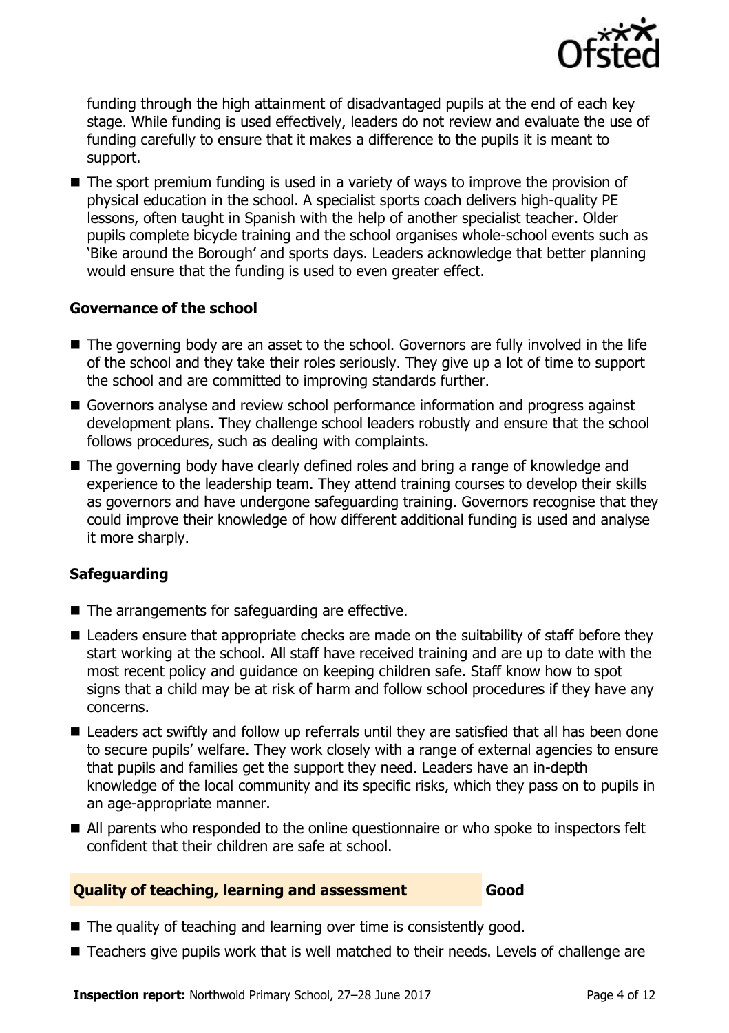funding through the high attainment of disadvantaged pupils at the end of each key stage. While funding is used effectively, leaders do not review and evaluate the use of funding carefully to ensure that it makes a difference to the pupils it is meant to support.

- The sport premium funding is used in a variety of ways to improve the provision of physical education in the school. A specialist sports coach delivers high-quality PE lessons, often taught in Spanish with the help of another specialist teacher. Older pupils complete bicycle training and the school organises whole-school events such as 'Bike around the Borough' and sports days. Leaders acknowledge that better planning would ensure that the funding is used to even greater effect.

### Governance of the school

- The governing body are an asset to the school. Governors are fully involved in the life of the school and they take their roles seriously. They give up a lot of time to support the school and are committed to improving standards further.
- Governors analyse and review school performance information and progress against development plans. They challenge school leaders robustly and ensure that the school follows procedures, such as dealing with complaints.
- The governing body have clearly defined roles and bring a range of knowledge and experience to the leadership team. They attend training courses to develop their skills as governors and have undergone safeguarding training. Governors recognise that they could improve their knowledge of how different additional funding is used and analyse it more sharply.

### Safeguarding

- The arrangements for safeguarding are effective.
- Leaders ensure that appropriate checks are made on the suitability of staff before they start working at the school. All staff have received training and are up to date with the most recent policy and guidance on keeping children safe. Staff know how to spot signs that a child may be at risk of harm and follow school procedures if they have any concerns.
- Leaders act swiftly and follow up referrals until they are satisfied that all has been done to secure pupils' welfare. They work closely with a range of external agencies to ensure that pupils and families get the support they need. Leaders have an in-depth knowledge of the local community and its specific risks, which they pass on to pupils in an age-appropriate manner.
- All parents who responded to the online questionnaire or who spoke to inspectors felt confident that their children are safe at school.

## Quality of teaching, learning and assessment — Good

- The quality of teaching and learning over time is consistently good.
- Teachers give pupils work that is well matched to their needs. Levels of challenge are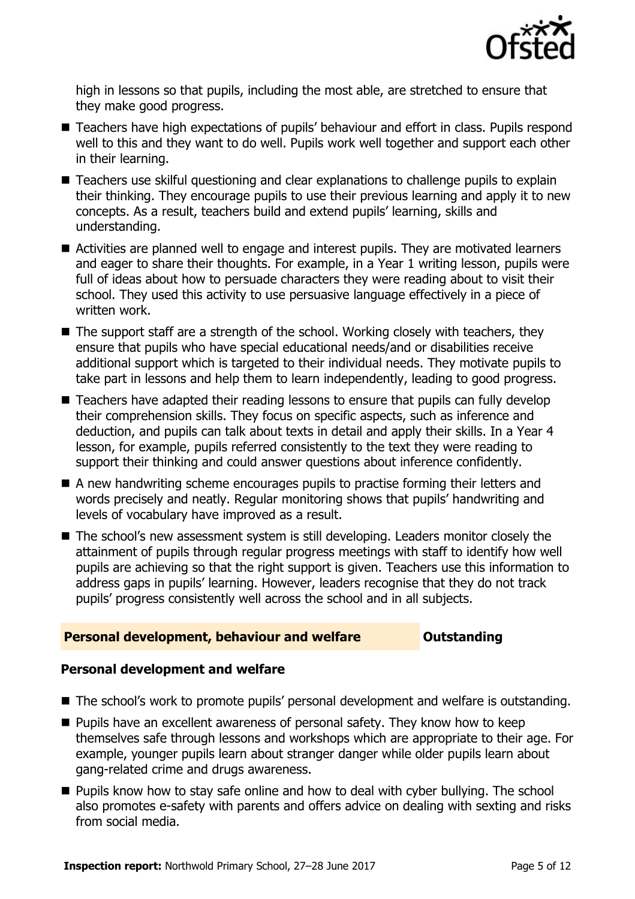high in lessons so that pupils, including the most able, are stretched to ensure that they make good progress.

- Teachers have high expectations of pupils' behaviour and effort in class. Pupils respond well to this and they want to do well. Pupils work well together and support each other in their learning.
- Teachers use skilful questioning and clear explanations to challenge pupils to explain their thinking. They encourage pupils to use their previous learning and apply it to new concepts. As a result, teachers build and extend pupils' learning, skills and understanding.
- Activities are planned well to engage and interest pupils. They are motivated learners and eager to share their thoughts. For example, in a Year 1 writing lesson, pupils were full of ideas about how to persuade characters they were reading about to visit their school. They used this activity to use persuasive language effectively in a piece of written work.
- The support staff are a strength of the school. Working closely with teachers, they ensure that pupils who have special educational needs/and or disabilities receive additional support which is targeted to their individual needs. They motivate pupils to take part in lessons and help them to learn independently, leading to good progress.
- Teachers have adapted their reading lessons to ensure that pupils can fully develop their comprehension skills. They focus on specific aspects, such as inference and deduction, and pupils can talk about texts in detail and apply their skills. In a Year 4 lesson, for example, pupils referred consistently to the text they were reading to support their thinking and could answer questions about inference confidently.
- A new handwriting scheme encourages pupils to practise forming their letters and words precisely and neatly. Regular monitoring shows that pupils' handwriting and levels of vocabulary have improved as a result.
- The school's new assessment system is still developing. Leaders monitor closely the attainment of pupils through regular progress meetings with staff to identify how well pupils are achieving so that the right support is given. Teachers use this information to address gaps in pupils' learning. However, leaders recognise that they do not track pupils' progress consistently well across the school and in all subjects.

## Personal development, behaviour and welfare — Outstanding

### Personal development and welfare

- The school's work to promote pupils' personal development and welfare is outstanding.
- Pupils have an excellent awareness of personal safety. They know how to keep themselves safe through lessons and workshops which are appropriate to their age. For example, younger pupils learn about stranger danger while older pupils learn about gang-related crime and drugs awareness.
- Pupils know how to stay safe online and how to deal with cyber bullying. The school also promotes e-safety with parents and offers advice on dealing with sexting and risks from social media.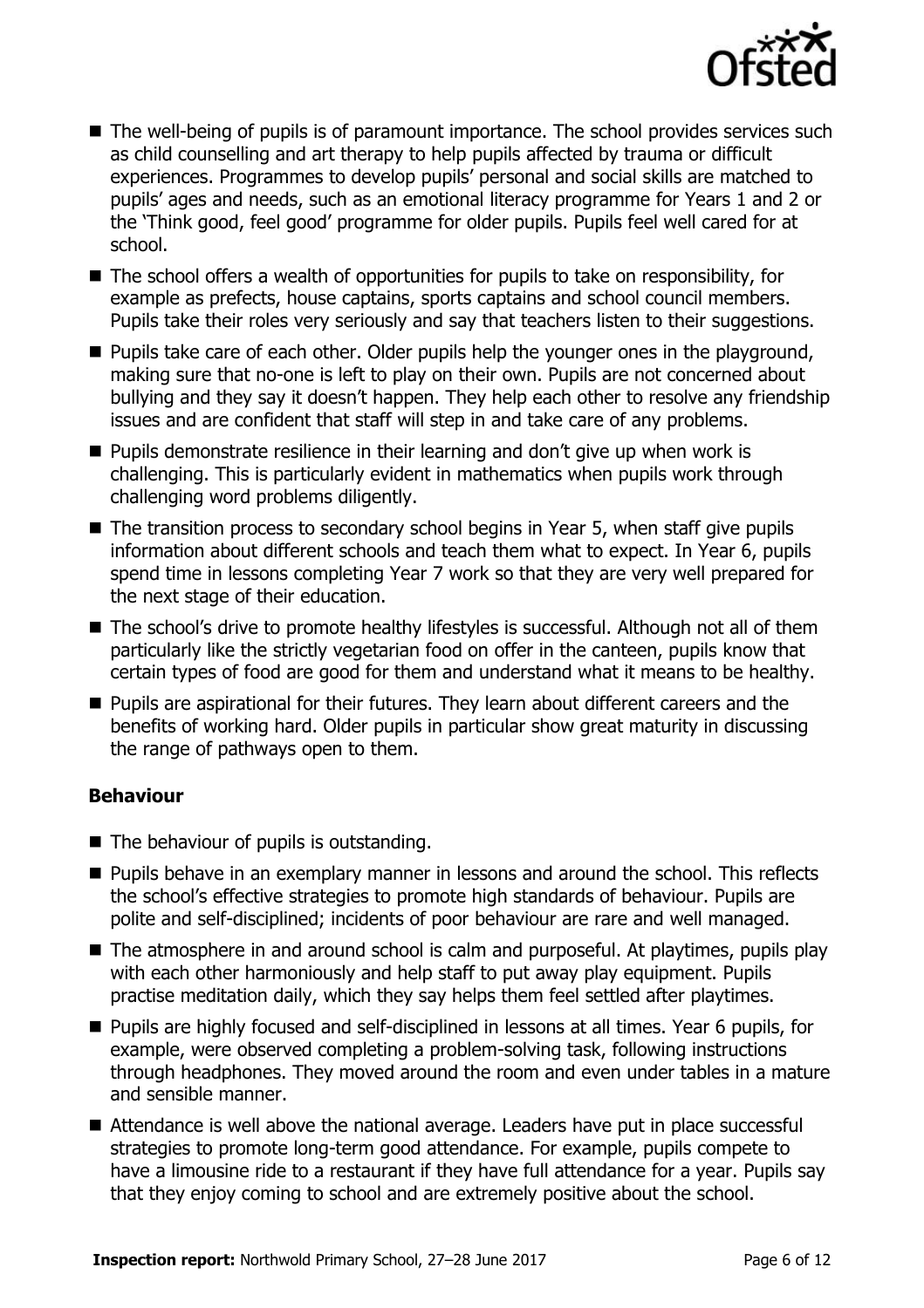- The well-being of pupils is of paramount importance. The school provides services such as child counselling and art therapy to help pupils affected by trauma or difficult experiences. Programmes to develop pupils' personal and social skills are matched to pupils' ages and needs, such as an emotional literacy programme for Years 1 and 2 or the 'Think good, feel good' programme for older pupils. Pupils feel well cared for at school.
- The school offers a wealth of opportunities for pupils to take on responsibility, for example as prefects, house captains, sports captains and school council members. Pupils take their roles very seriously and say that teachers listen to their suggestions.
- Pupils take care of each other. Older pupils help the younger ones in the playground, making sure that no-one is left to play on their own. Pupils are not concerned about bullying and they say it doesn't happen. They help each other to resolve any friendship issues and are confident that staff will step in and take care of any problems.
- Pupils demonstrate resilience in their learning and don't give up when work is challenging. This is particularly evident in mathematics when pupils work through challenging word problems diligently.
- The transition process to secondary school begins in Year 5, when staff give pupils information about different schools and teach them what to expect. In Year 6, pupils spend time in lessons completing Year 7 work so that they are very well prepared for the next stage of their education.
- The school's drive to promote healthy lifestyles is successful. Although not all of them particularly like the strictly vegetarian food on offer in the canteen, pupils know that certain types of food are good for them and understand what it means to be healthy.
- Pupils are aspirational for their futures. They learn about different careers and the benefits of working hard. Older pupils in particular show great maturity in discussing the range of pathways open to them.

### Behaviour

- The behaviour of pupils is outstanding.
- Pupils behave in an exemplary manner in lessons and around the school. This reflects the school's effective strategies to promote high standards of behaviour. Pupils are polite and self-disciplined; incidents of poor behaviour are rare and well managed.
- The atmosphere in and around school is calm and purposeful. At playtimes, pupils play with each other harmoniously and help staff to put away play equipment. Pupils practise meditation daily, which they say helps them feel settled after playtimes.
- Pupils are highly focused and self-disciplined in lessons at all times. Year 6 pupils, for example, were observed completing a problem-solving task, following instructions through headphones. They moved around the room and even under tables in a mature and sensible manner.
- Attendance is well above the national average. Leaders have put in place successful strategies to promote long-term good attendance. For example, pupils compete to have a limousine ride to a restaurant if they have full attendance for a year. Pupils say that they enjoy coming to school and are extremely positive about the school.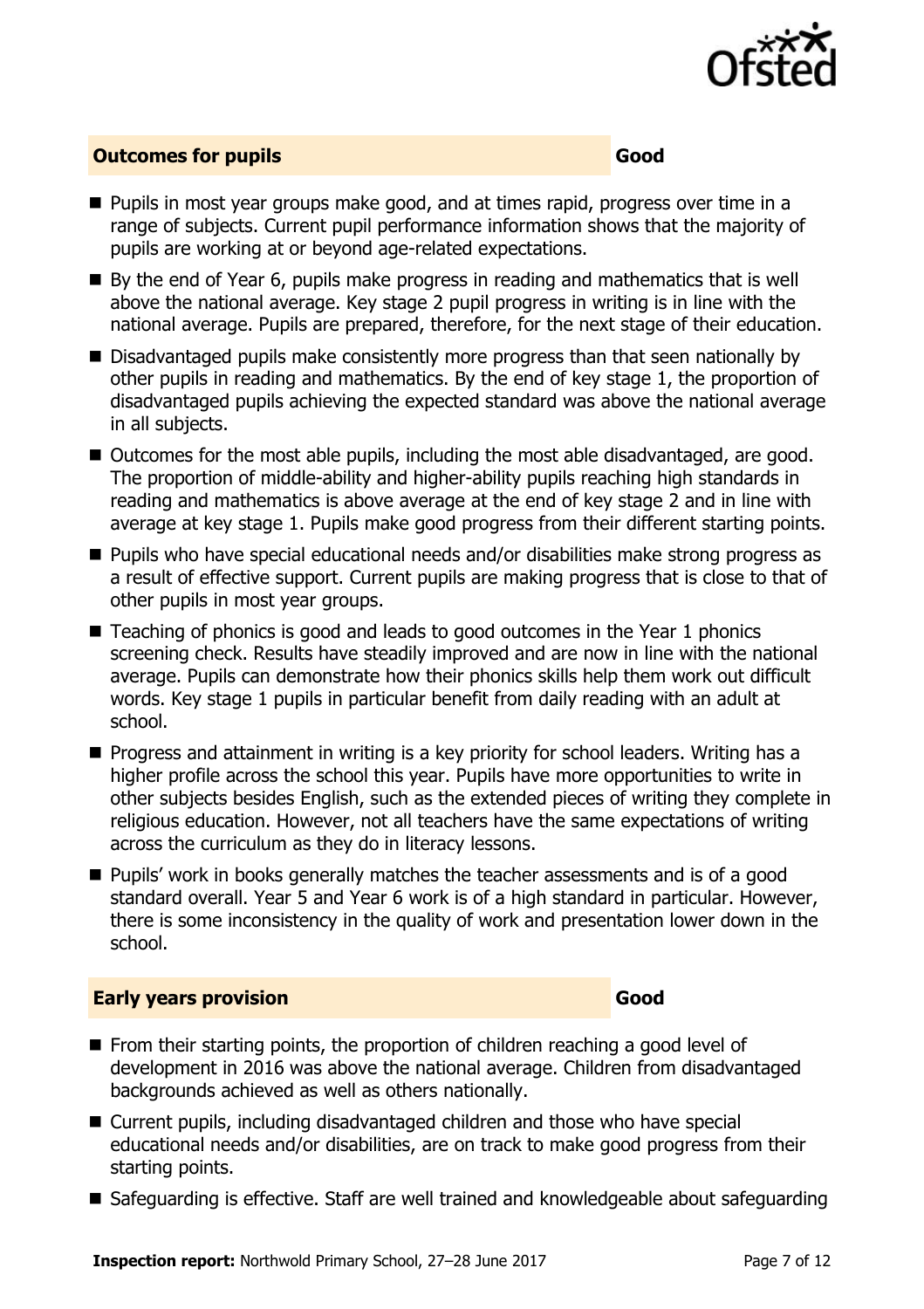## Outcomes for pupils — Good

- Pupils in most year groups make good, and at times rapid, progress over time in a range of subjects. Current pupil performance information shows that the majority of pupils are working at or beyond age-related expectations.
- By the end of Year 6, pupils make progress in reading and mathematics that is well above the national average. Key stage 2 pupil progress in writing is in line with the national average. Pupils are prepared, therefore, for the next stage of their education.
- Disadvantaged pupils make consistently more progress than that seen nationally by other pupils in reading and mathematics. By the end of key stage 1, the proportion of disadvantaged pupils achieving the expected standard was above the national average in all subjects.
- Outcomes for the most able pupils, including the most able disadvantaged, are good. The proportion of middle-ability and higher-ability pupils reaching high standards in reading and mathematics is above average at the end of key stage 2 and in line with average at key stage 1. Pupils make good progress from their different starting points.
- Pupils who have special educational needs and/or disabilities make strong progress as a result of effective support. Current pupils are making progress that is close to that of other pupils in most year groups.
- Teaching of phonics is good and leads to good outcomes in the Year 1 phonics screening check. Results have steadily improved and are now in line with the national average. Pupils can demonstrate how their phonics skills help them work out difficult words. Key stage 1 pupils in particular benefit from daily reading with an adult at school.
- Progress and attainment in writing is a key priority for school leaders. Writing has a higher profile across the school this year. Pupils have more opportunities to write in other subjects besides English, such as the extended pieces of writing they complete in religious education. However, not all teachers have the same expectations of writing across the curriculum as they do in literacy lessons.
- Pupils' work in books generally matches the teacher assessments and is of a good standard overall. Year 5 and Year 6 work is of a high standard in particular. However, there is some inconsistency in the quality of work and presentation lower down in the school.

## Early years provision — Good

- From their starting points, the proportion of children reaching a good level of development in 2016 was above the national average. Children from disadvantaged backgrounds achieved as well as others nationally.
- Current pupils, including disadvantaged children and those who have special educational needs and/or disabilities, are on track to make good progress from their starting points.
- Safeguarding is effective. Staff are well trained and knowledgeable about safeguarding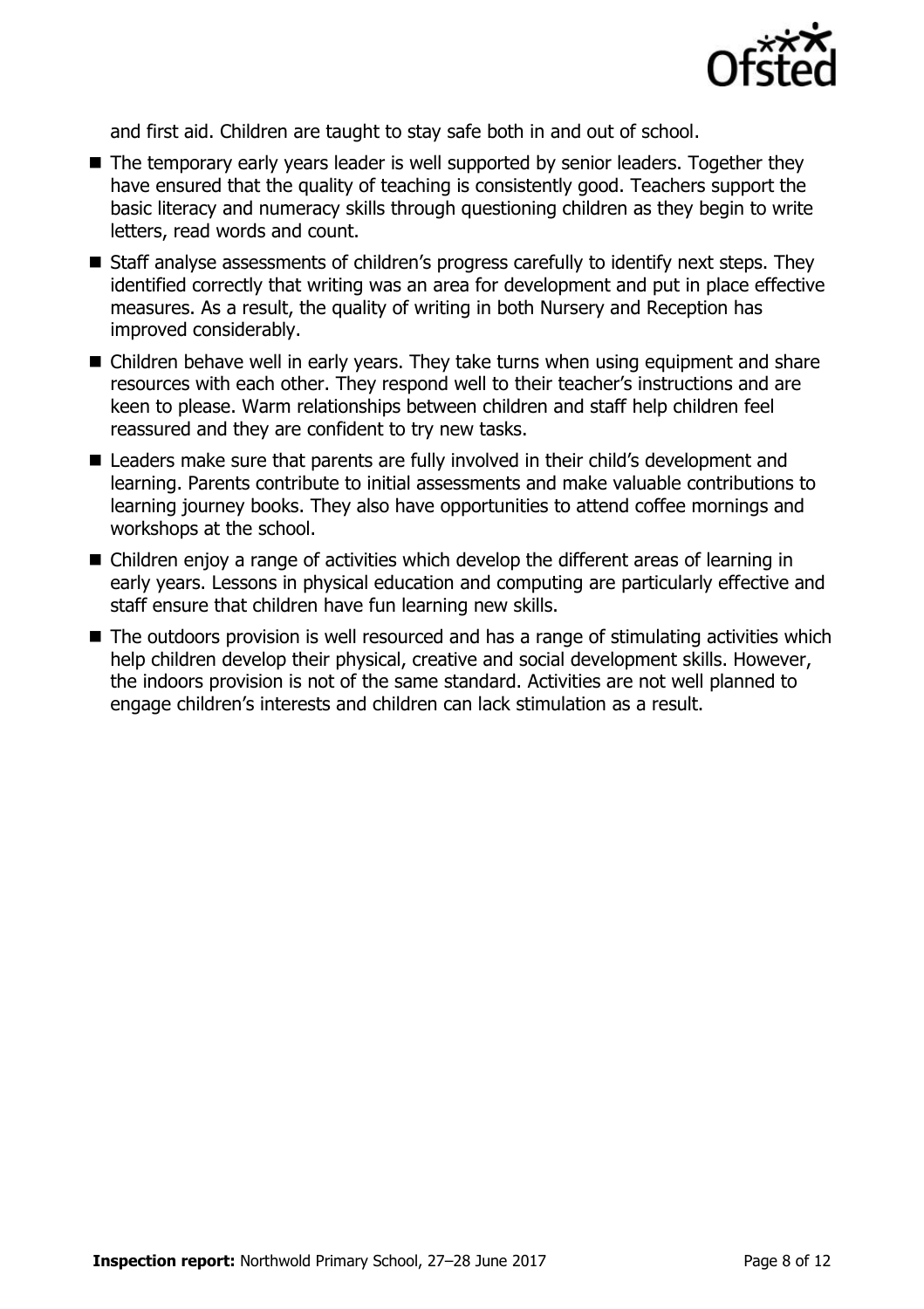and first aid. Children are taught to stay safe both in and out of school.

- The temporary early years leader is well supported by senior leaders. Together they have ensured that the quality of teaching is consistently good. Teachers support the basic literacy and numeracy skills through questioning children as they begin to write letters, read words and count.
- Staff analyse assessments of children's progress carefully to identify next steps. They identified correctly that writing was an area for development and put in place effective measures. As a result, the quality of writing in both Nursery and Reception has improved considerably.
- Children behave well in early years. They take turns when using equipment and share resources with each other. They respond well to their teacher's instructions and are keen to please. Warm relationships between children and staff help children feel reassured and they are confident to try new tasks.
- Leaders make sure that parents are fully involved in their child's development and learning. Parents contribute to initial assessments and make valuable contributions to learning journey books. They also have opportunities to attend coffee mornings and workshops at the school.
- Children enjoy a range of activities which develop the different areas of learning in early years. Lessons in physical education and computing are particularly effective and staff ensure that children have fun learning new skills.
- The outdoors provision is well resourced and has a range of stimulating activities which help children develop their physical, creative and social development skills. However, the indoors provision is not of the same standard. Activities are not well planned to engage children's interests and children can lack stimulation as a result.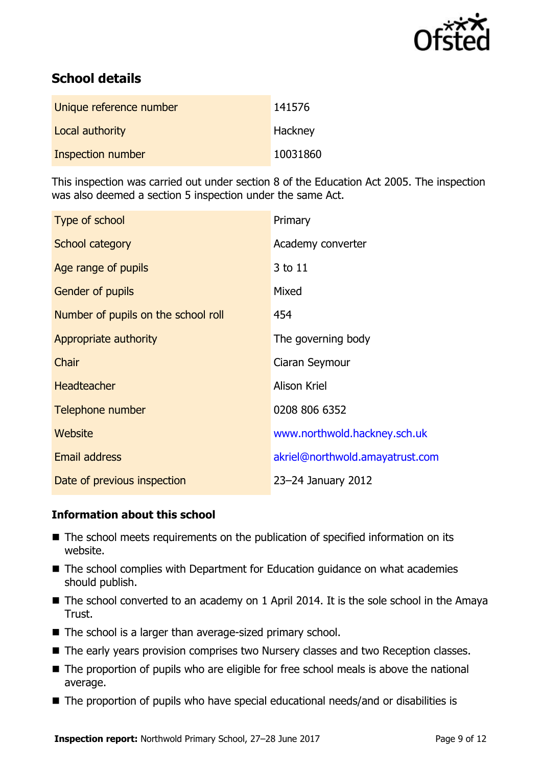## School details

| | |
|---|---|
| Unique reference number | 141576 |
| Local authority | Hackney |
| Inspection number | 10031860 |

This inspection was carried out under section 8 of the Education Act 2005. The inspection was also deemed a section 5 inspection under the same Act.

| | |
|---|---|
| Type of school | Primary |
| School category | Academy converter |
| Age range of pupils | 3 to 11 |
| Gender of pupils | Mixed |
| Number of pupils on the school roll | 454 |
| Appropriate authority | The governing body |
| Chair | Ciaran Seymour |
| Headteacher | Alison Kriel |
| Telephone number | 0208 806 6352 |
| Website | www.northwold.hackney.sch.uk |
| Email address | akriel@northwold.amayatrust.com |
| Date of previous inspection | 23–24 January 2012 |

### Information about this school

- The school meets requirements on the publication of specified information on its website.
- The school complies with Department for Education guidance on what academies should publish.
- The school converted to an academy on 1 April 2014. It is the sole school in the Amaya Trust.
- The school is a larger than average-sized primary school.
- The early years provision comprises two Nursery classes and two Reception classes.
- The proportion of pupils who are eligible for free school meals is above the national average.
- The proportion of pupils who have special educational needs/and or disabilities is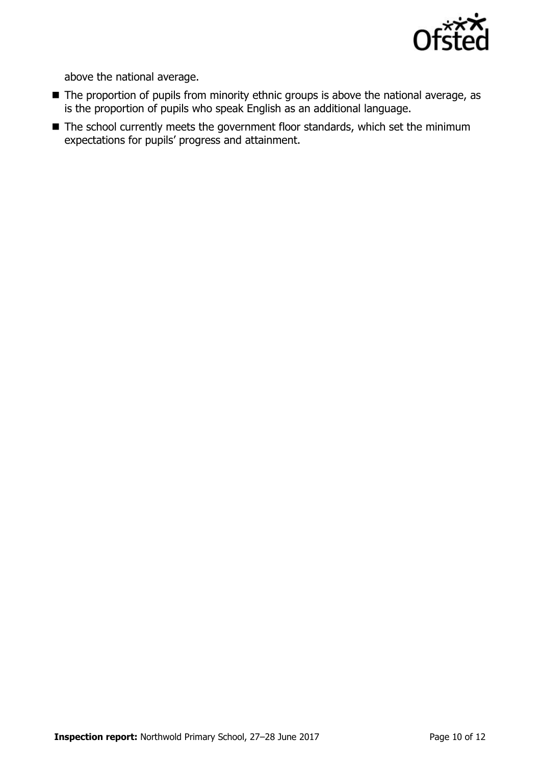above the national average.

- The proportion of pupils from minority ethnic groups is above the national average, as is the proportion of pupils who speak English as an additional language.
- The school currently meets the government floor standards, which set the minimum expectations for pupils' progress and attainment.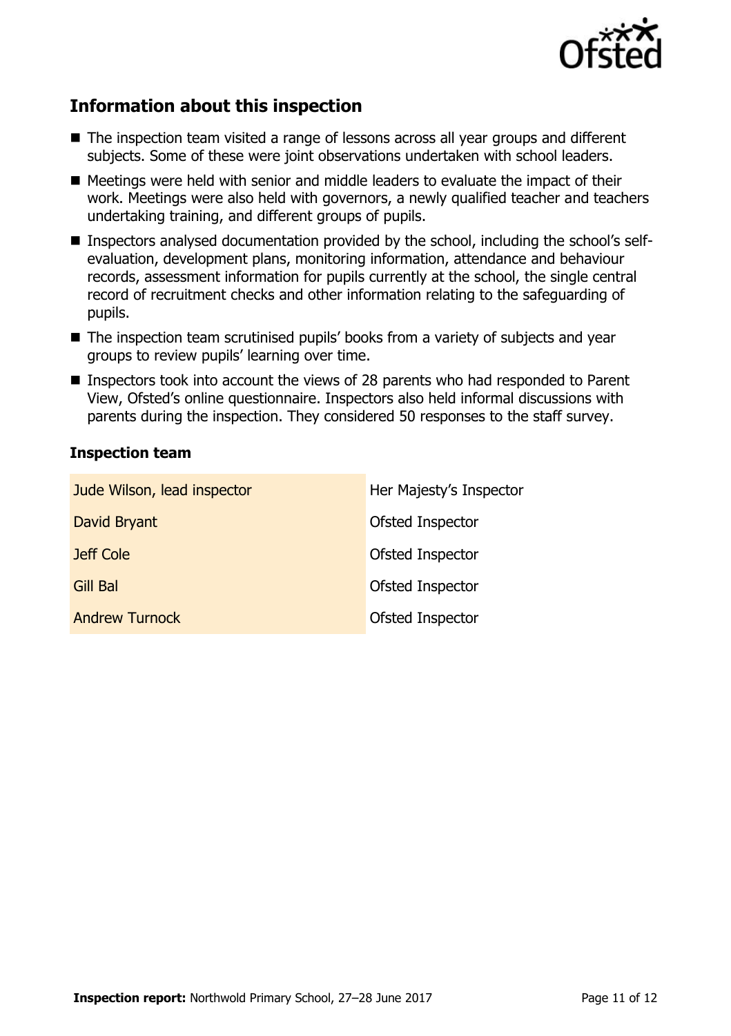## Information about this inspection

- The inspection team visited a range of lessons across all year groups and different subjects. Some of these were joint observations undertaken with school leaders.
- Meetings were held with senior and middle leaders to evaluate the impact of their work. Meetings were also held with governors, a newly qualified teacher and teachers undertaking training, and different groups of pupils.
- Inspectors analysed documentation provided by the school, including the school's self-evaluation, development plans, monitoring information, attendance and behaviour records, assessment information for pupils currently at the school, the single central record of recruitment checks and other information relating to the safeguarding of pupils.
- The inspection team scrutinised pupils' books from a variety of subjects and year groups to review pupils' learning over time.
- Inspectors took into account the views of 28 parents who had responded to Parent View, Ofsted's online questionnaire. Inspectors also held informal discussions with parents during the inspection. They considered 50 responses to the staff survey.

### Inspection team

| | |
|---|---|
| Jude Wilson, lead inspector | Her Majesty's Inspector |
| David Bryant | Ofsted Inspector |
| Jeff Cole | Ofsted Inspector |
| Gill Bal | Ofsted Inspector |
| Andrew Turnock | Ofsted Inspector |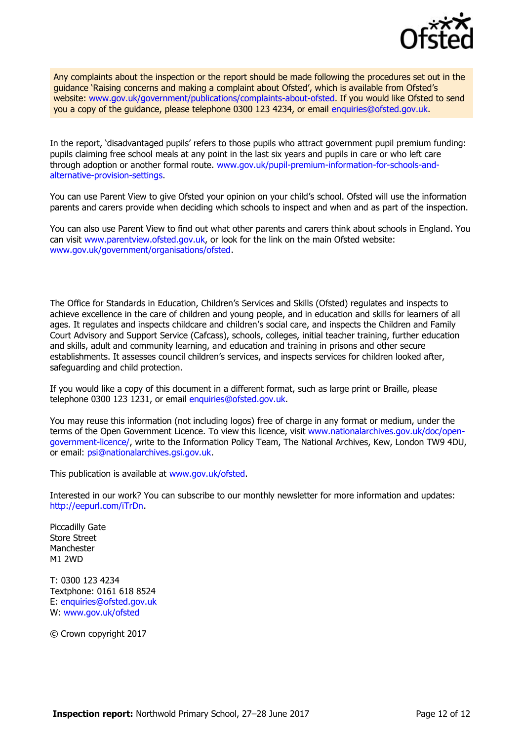Any complaints about the inspection or the report should be made following the procedures set out in the guidance 'Raising concerns and making a complaint about Ofsted', which is available from Ofsted's website: www.gov.uk/government/publications/complaints-about-ofsted. If you would like Ofsted to send you a copy of the guidance, please telephone 0300 123 4234, or email enquiries@ofsted.gov.uk.

In the report, 'disadvantaged pupils' refers to those pupils who attract government pupil premium funding: pupils claiming free school meals at any point in the last six years and pupils in care or who left care through adoption or another formal route. www.gov.uk/pupil-premium-information-for-schools-and-alternative-provision-settings.

You can use Parent View to give Ofsted your opinion on your child's school. Ofsted will use the information parents and carers provide when deciding which schools to inspect and when and as part of the inspection.

You can also use Parent View to find out what other parents and carers think about schools in England. You can visit www.parentview.ofsted.gov.uk, or look for the link on the main Ofsted website: www.gov.uk/government/organisations/ofsted.

The Office for Standards in Education, Children's Services and Skills (Ofsted) regulates and inspects to achieve excellence in the care of children and young people, and in education and skills for learners of all ages. It regulates and inspects childcare and children's social care, and inspects the Children and Family Court Advisory and Support Service (Cafcass), schools, colleges, initial teacher training, further education and skills, adult and community learning, and education and training in prisons and other secure establishments. It assesses council children's services, and inspects services for children looked after, safeguarding and child protection.

If you would like a copy of this document in a different format, such as large print or Braille, please telephone 0300 123 1231, or email enquiries@ofsted.gov.uk.

You may reuse this information (not including logos) free of charge in any format or medium, under the terms of the Open Government Licence. To view this licence, visit www.nationalarchives.gov.uk/doc/open-government-licence/, write to the Information Policy Team, The National Archives, Kew, London TW9 4DU, or email: psi@nationalarchives.gsi.gov.uk.

This publication is available at www.gov.uk/ofsted.

Interested in our work? You can subscribe to our monthly newsletter for more information and updates: http://eepurl.com/iTrDn.

Piccadilly Gate
Store Street
Manchester
M1 2WD

T: 0300 123 4234
Textphone: 0161 618 8524
E: enquiries@ofsted.gov.uk
W: www.gov.uk/ofsted

© Crown copyright 2017